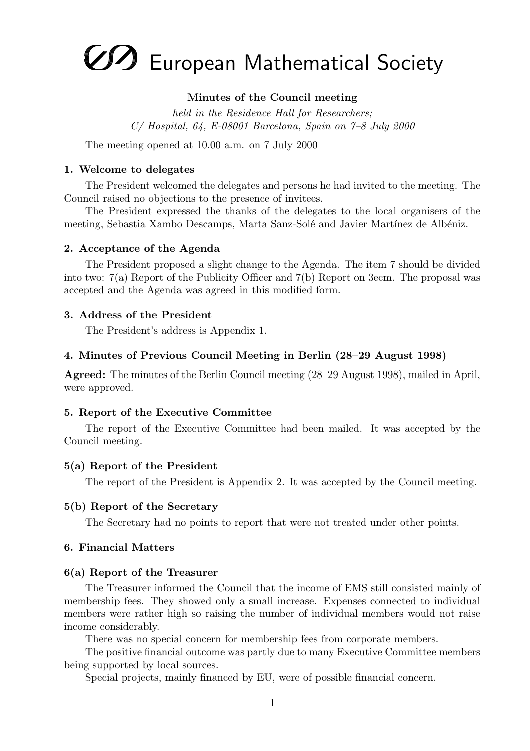# European Mathematical Society

**Minutes of the Council meeting**

*held in the Residence Hall for Researchers; C/ Hospital, 64, E-08001 Barcelona, Spain on 7–8 July 2000*

The meeting opened at 10.00 a.m. on 7 July 2000

### 1. Welcome to delegates

The President welcomed the delegates and persons he had invited to the meeting. The Council raised no objections to the presence of invitees.

The President expressed the thanks of the delegates to the local organisers of the meeting, Sebastia Xambo Descamps, Marta Sanz-Solé and Javier Martínez de Albéniz.

### 2. Acceptance of the Agenda

The President proposed a slight change to the Agenda. The item 7 should be divided into two: 7(a) Report of the Publicity Officer and 7(b) Report on 3ecm. The proposal was accepted and the Agenda was agreed in this modified form.

### 3. Address of the President

The President's address is Appendix 1.

### 4. Minutes of Previous Council Meeting in Berlin (28–29 August 1998)

**Agreed:** The minutes of the Berlin Council meeting (28–29 August 1998), mailed in April, were approved.

### 5. Report of the Executive Committee

The report of the Executive Committee had been mailed. It was accepted by the Council meeting.

### 5(a) Report of the President

The report of the President is Appendix 2. It was accepted by the Council meeting.

### 5(b) Report of the Secretary

The Secretary had no points to report that were not treated under other points.

### 6. Financial Matters

### 6(a) Report of the Treasurer

The Treasurer informed the Council that the income of EMS still consisted mainly of membership fees. They showed only a small increase. Expenses connected to individual members were rather high so raising the number of individual members would not raise income considerably.

There was no special concern for membership fees from corporate members.

The positive financial outcome was partly due to many Executive Committee members being supported by local sources.

Special projects, mainly financed by EU, were of possible financial concern.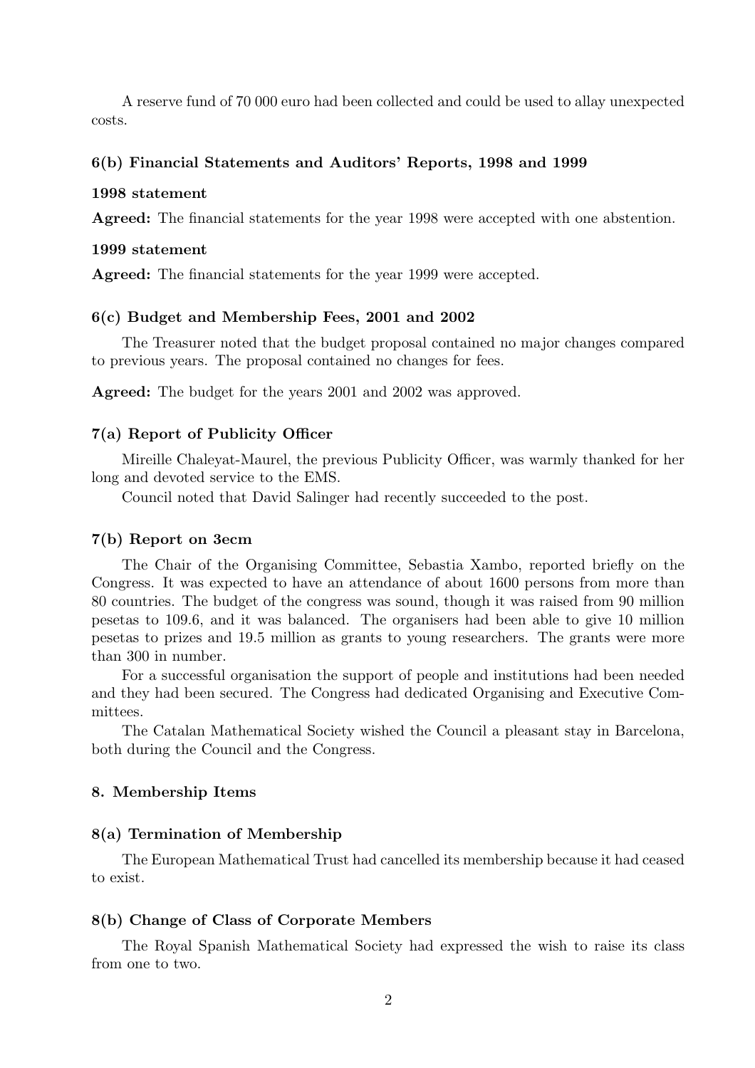A reserve fund of 70 000 euro had been collected and could be used to allay unexpected costs.

### 6(b) Financial Statements and Auditors' Reports, 1998 and 1999

#### 1998 statement

**Agreed:** The financial statements for the year 1998 were accepted with one abstention.

#### 1999 statement

**Agreed:** The financial statements for the year 1999 were accepted.

### 6(c) Budget and Membership Fees, 2001 and 2002

The Treasurer noted that the budget proposal contained no major changes compared to previous years. The proposal contained no changes for fees.

**Agreed:** The budget for the years 2001 and 2002 was approved.

### 7(a) Report of Publicity Officer

Mireille Chaleyat-Maurel, the previous Publicity Officer, was warmly thanked for her long and devoted service to the EMS.

Council noted that David Salinger had recently succeeded to the post.

### 7(b) Report on 3ecm

The Chair of the Organising Committee, Sebastia Xambo, reported briefly on the Congress. It was expected to have an attendance of about 1600 persons from more than 80 countries. The budget of the congress was sound, though it was raised from 90 million pesetas to 109.6, and it was balanced. The organisers had been able to give 10 million pesetas to prizes and 19.5 million as grants to young researchers. The grants were more than 300 in number.

For a successful organisation the support of people and institutions had been needed and they had been secured. The Congress had dedicated Organising and Executive Committees.

The Catalan Mathematical Society wished the Council a pleasant stay in Barcelona, both during the Council and the Congress.

## 8. Membership Items

### 8(a) Termination of Membership

The European Mathematical Trust had cancelled its membership because it had ceased to exist.

### 8(b) Change of Class of Corporate Members

The Royal Spanish Mathematical Society had expressed the wish to raise its class from one to two.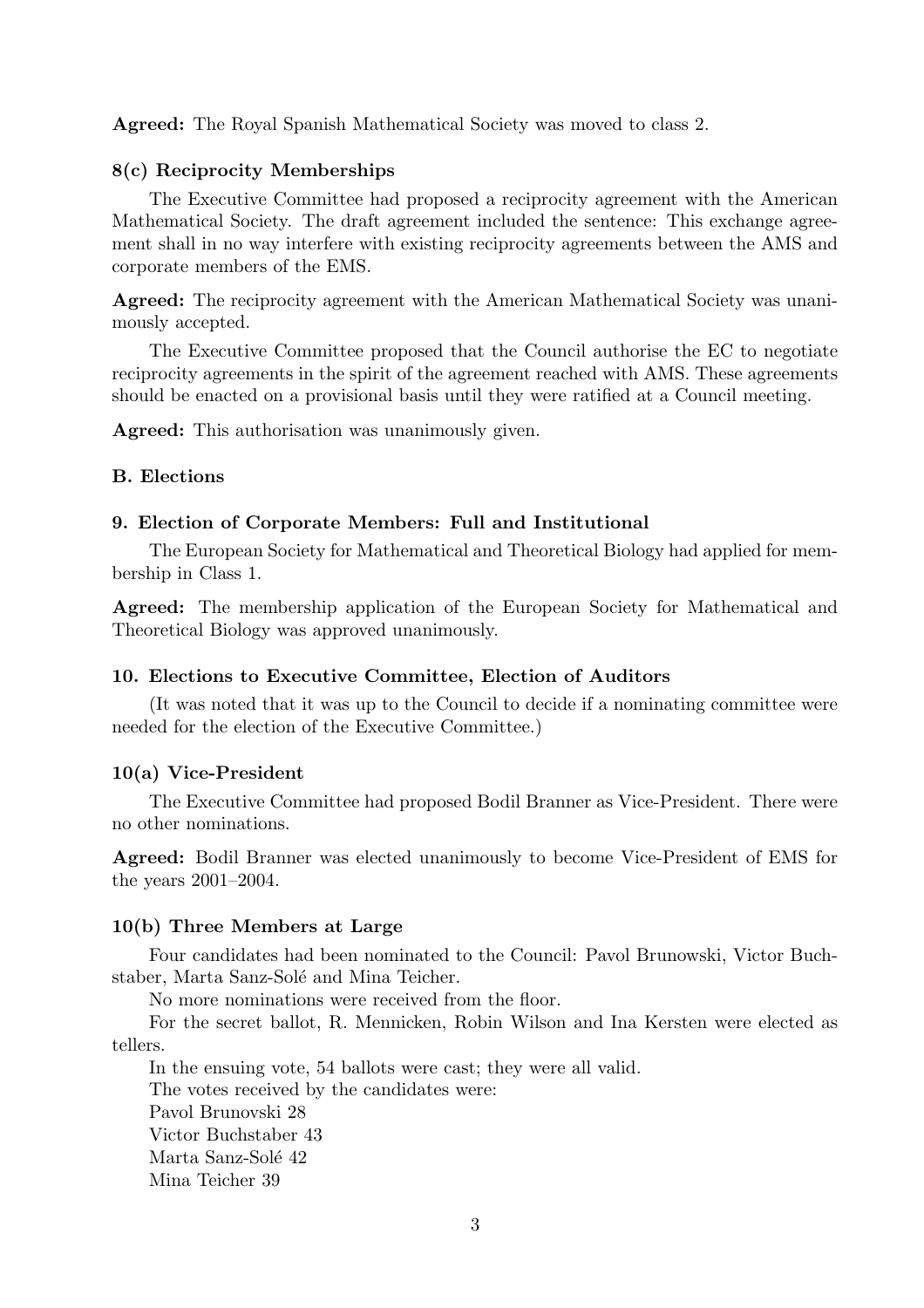**Agreed:** The Royal Spanish Mathematical Society was moved to class 2.

### 8(c) Reciprocity Memberships

The Executive Committee had proposed a reciprocity agreement with the American Mathematical Society. The draft agreement included the sentence: This exchange agreement shall in no way interfere with existing reciprocity agreements between the AMS and corporate members of the EMS.

**Agreed:** The reciprocity agreement with the American Mathematical Society was unanimously accepted.

The Executive Committee proposed that the Council authorise the EC to negotiate reciprocity agreements in the spirit of the agreement reached with AMS. These agreements should be enacted on a provisional basis until they were ratified at a Council meeting.

**Agreed:** This authorisation was unanimously given.

## B. Elections

### 9. Election of Corporate Members: Full and Institutional

The European Society for Mathematical and Theoretical Biology had applied for membership in Class 1.

**Agreed:** The membership application of the European Society for Mathematical and Theoretical Biology was approved unanimously.

### 10. Elections to Executive Committee, Election of Auditors

(It was noted that it was up to the Council to decide if a nominating committee were needed for the election of the Executive Committee.)

### 10(a) Vice-President

The Executive Committee had proposed Bodil Branner as Vice-President. There were no other nominations.

**Agreed:** Bodil Branner was elected unanimously to become Vice-President of EMS for the years 2001–2004.

### 10(b) Three Members at Large

Four candidates had been nominated to the Council: Pavol Brunowski, Victor Buchstaber, Marta Sanz-Solé and Mina Teicher.

No more nominations were received from the floor.

For the secret ballot, R. Mennicken, Robin Wilson and Ina Kersten were elected as tellers.

In the ensuing vote, 54 ballots were cast; they were all valid.

The votes received by the candidates were:

Pavol Brunovski 28

Victor Buchstaber 43

Marta Sanz-Solé 42

Mina Teicher 39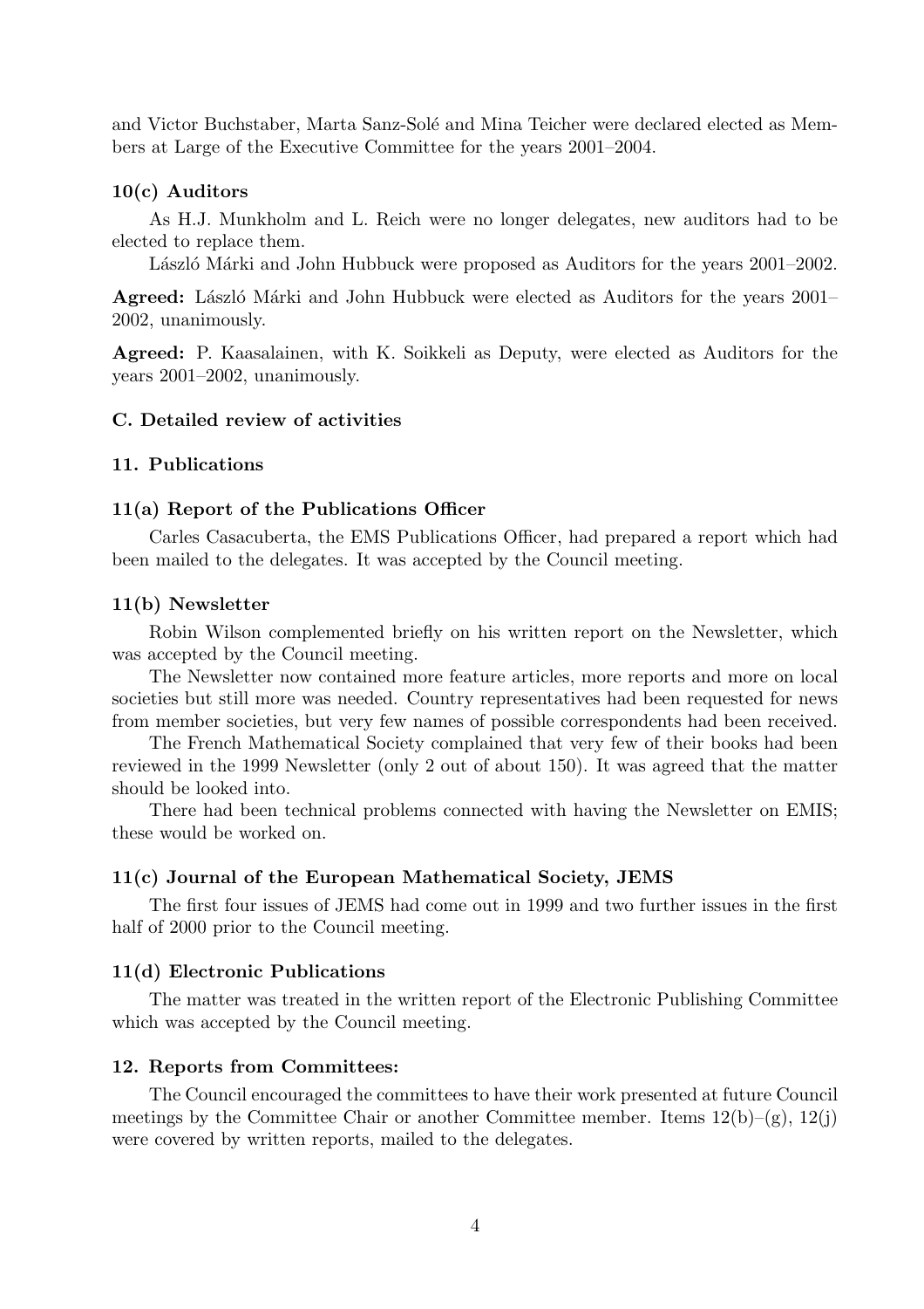and Victor Buchstaber, Marta Sanz-Solé and Mina Teicher were declared elected as Members at Large of the Executive Committee for the years 2001–2004.

### 10(c) Auditors

As H.J. Munkholm and L. Reich were no longer delegates, new auditors had to be elected to replace them.

László Márki and John Hubbuck were proposed as Auditors for the years 2001–2002.

**Agreed:** László Márki and John Hubbuck were elected as Auditors for the years 2001–2002, unanimously.

**Agreed:** P. Kaasalainen, with K. Soikkeli as Deputy, were elected as Auditors for the years 2001–2002, unanimously.

## C. Detailed review of activities

### 11. Publications

### 11(a) Report of the Publications Officer

Carles Casacuberta, the EMS Publications Officer, had prepared a report which had been mailed to the delegates. It was accepted by the Council meeting.

### 11(b) Newsletter

Robin Wilson complemented briefly on his written report on the Newsletter, which was accepted by the Council meeting.

The Newsletter now contained more feature articles, more reports and more on local societies but still more was needed. Country representatives had been requested for news from member societies, but very few names of possible correspondents had been received.

The French Mathematical Society complained that very few of their books had been reviewed in the 1999 Newsletter (only 2 out of about 150). It was agreed that the matter should be looked into.

There had been technical problems connected with having the Newsletter on EMIS; these would be worked on.

### 11(c) Journal of the European Mathematical Society, JEMS

The first four issues of JEMS had come out in 1999 and two further issues in the first half of 2000 prior to the Council meeting.

### 11(d) Electronic Publications

The matter was treated in the written report of the Electronic Publishing Committee which was accepted by the Council meeting.

### 12. Reports from Committees:

The Council encouraged the committees to have their work presented at future Council meetings by the Committee Chair or another Committee member. Items 12(b)–(g), 12(j) were covered by written reports, mailed to the delegates.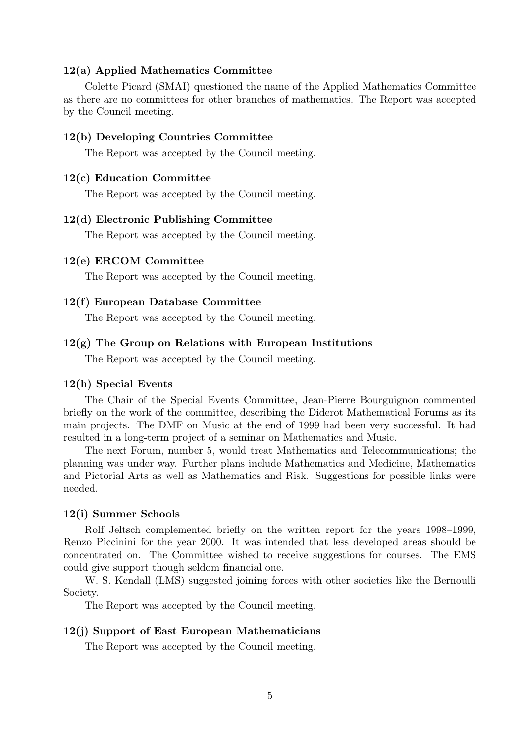### 12(a) Applied Mathematics Committee

Colette Picard (SMAI) questioned the name of the Applied Mathematics Committee as there are no committees for other branches of mathematics. The Report was accepted by the Council meeting.

### 12(b) Developing Countries Committee

The Report was accepted by the Council meeting.

### 12(c) Education Committee

The Report was accepted by the Council meeting.

### 12(d) Electronic Publishing Committee

The Report was accepted by the Council meeting.

### 12(e) ERCOM Committee

The Report was accepted by the Council meeting.

### 12(f) European Database Committee

The Report was accepted by the Council meeting.

### 12(g) The Group on Relations with European Institutions

The Report was accepted by the Council meeting.

### 12(h) Special Events

The Chair of the Special Events Committee, Jean-Pierre Bourguignon commented briefly on the work of the committee, describing the Diderot Mathematical Forums as its main projects. The DMF on Music at the end of 1999 had been very successful. It had resulted in a long-term project of a seminar on Mathematics and Music.

The next Forum, number 5, would treat Mathematics and Telecommunications; the planning was under way. Further plans include Mathematics and Medicine, Mathematics and Pictorial Arts as well as Mathematics and Risk. Suggestions for possible links were needed.

### 12(i) Summer Schools

Rolf Jeltsch complemented briefly on the written report for the years 1998–1999, Renzo Piccinini for the year 2000. It was intended that less developed areas should be concentrated on. The Committee wished to receive suggestions for courses. The EMS could give support though seldom financial one.

W. S. Kendall (LMS) suggested joining forces with other societies like the Bernoulli Society.

The Report was accepted by the Council meeting.

### 12(j) Support of East European Mathematicians

The Report was accepted by the Council meeting.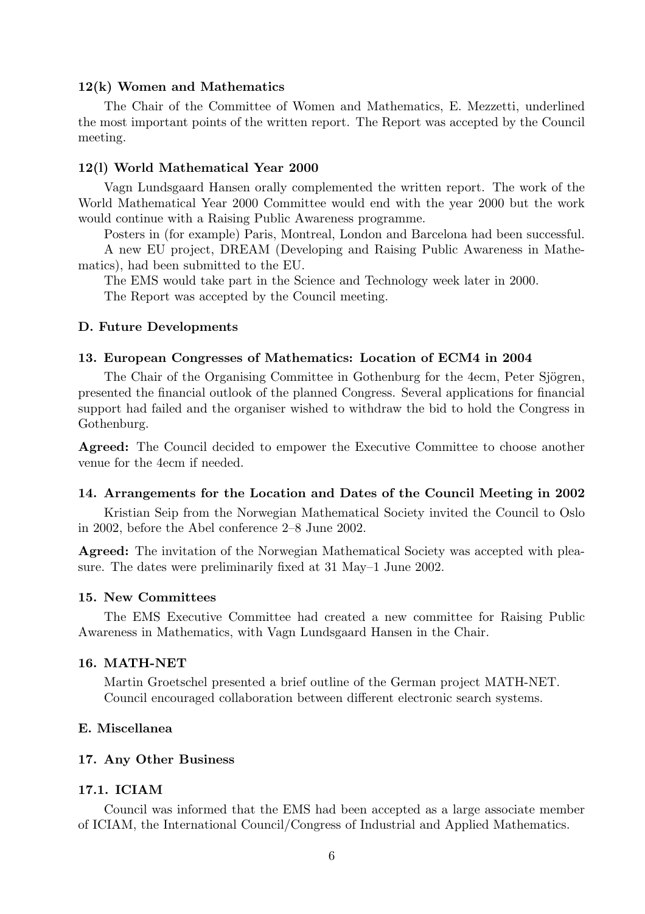#### 12(k) Women and Mathematics

The Chair of the Committee of Women and Mathematics, E. Mezzetti, underlined the most important points of the written report. The Report was accepted by the Council meeting.

#### 12(l) World Mathematical Year 2000

Vagn Lundsgaard Hansen orally complemented the written report. The work of the World Mathematical Year 2000 Committee would end with the year 2000 but the work would continue with a Raising Public Awareness programme.

Posters in (for example) Paris, Montreal, London and Barcelona had been successful.

A new EU project, DREAM (Developing and Raising Public Awareness in Mathematics), had been submitted to the EU.

The EMS would take part in the Science and Technology week later in 2000.

The Report was accepted by the Council meeting.

### D. Future Developments

#### 13. European Congresses of Mathematics: Location of ECM4 in 2004

The Chair of the Organising Committee in Gothenburg for the 4ecm, Peter Sjögren, presented the financial outlook of the planned Congress. Several applications for financial support had failed and the organiser wished to withdraw the bid to hold the Congress in Gothenburg.

**Agreed:** The Council decided to empower the Executive Committee to choose another venue for the 4ecm if needed.

#### 14. Arrangements for the Location and Dates of the Council Meeting in 2002

Kristian Seip from the Norwegian Mathematical Society invited the Council to Oslo in 2002, before the Abel conference 2–8 June 2002.

**Agreed:** The invitation of the Norwegian Mathematical Society was accepted with pleasure. The dates were preliminarily fixed at 31 May–1 June 2002.

#### 15. New Committees

The EMS Executive Committee had created a new committee for Raising Public Awareness in Mathematics, with Vagn Lundsgaard Hansen in the Chair.

#### 16. MATH-NET

Martin Groetschel presented a brief outline of the German project MATH-NET.

Council encouraged collaboration between different electronic search systems.

### E. Miscellanea

#### 17. Any Other Business

#### 17.1. ICIAM

Council was informed that the EMS had been accepted as a large associate member of ICIAM, the International Council/Congress of Industrial and Applied Mathematics.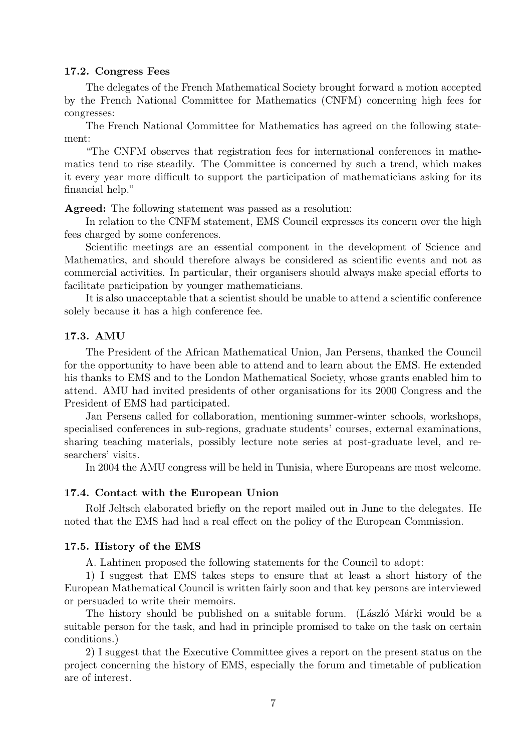### 17.2. Congress Fees

The delegates of the French Mathematical Society brought forward a motion accepted by the French National Committee for Mathematics (CNFM) concerning high fees for congresses:

The French National Committee for Mathematics has agreed on the following statement:

"The CNFM observes that registration fees for international conferences in mathematics tend to rise steadily. The Committee is concerned by such a trend, which makes it every year more difficult to support the participation of mathematicians asking for its financial help."

**Agreed:** The following statement was passed as a resolution:

In relation to the CNFM statement, EMS Council expresses its concern over the high fees charged by some conferences.

Scientific meetings are an essential component in the development of Science and Mathematics, and should therefore always be considered as scientific events and not as commercial activities. In particular, their organisers should always make special efforts to facilitate participation by younger mathematicians.

It is also unacceptable that a scientist should be unable to attend a scientific conference solely because it has a high conference fee.

### 17.3. AMU

The President of the African Mathematical Union, Jan Persens, thanked the Council for the opportunity to have been able to attend and to learn about the EMS. He extended his thanks to EMS and to the London Mathematical Society, whose grants enabled him to attend. AMU had invited presidents of other organisations for its 2000 Congress and the President of EMS had participated.

Jan Persens called for collaboration, mentioning summer-winter schools, workshops, specialised conferences in sub-regions, graduate students' courses, external examinations, sharing teaching materials, possibly lecture note series at post-graduate level, and researchers' visits.

In 2004 the AMU congress will be held in Tunisia, where Europeans are most welcome.

### 17.4. Contact with the European Union

Rolf Jeltsch elaborated briefly on the report mailed out in June to the delegates. He noted that the EMS had had a real effect on the policy of the European Commission.

### 17.5. History of the EMS

A. Lahtinen proposed the following statements for the Council to adopt:

1) I suggest that EMS takes steps to ensure that at least a short history of the European Mathematical Council is written fairly soon and that key persons are interviewed or persuaded to write their memoirs.

The history should be published on a suitable forum. (László Márki would be a suitable person for the task, and had in principle promised to take on the task on certain conditions.)

2) I suggest that the Executive Committee gives a report on the present status on the project concerning the history of EMS, especially the forum and timetable of publication are of interest.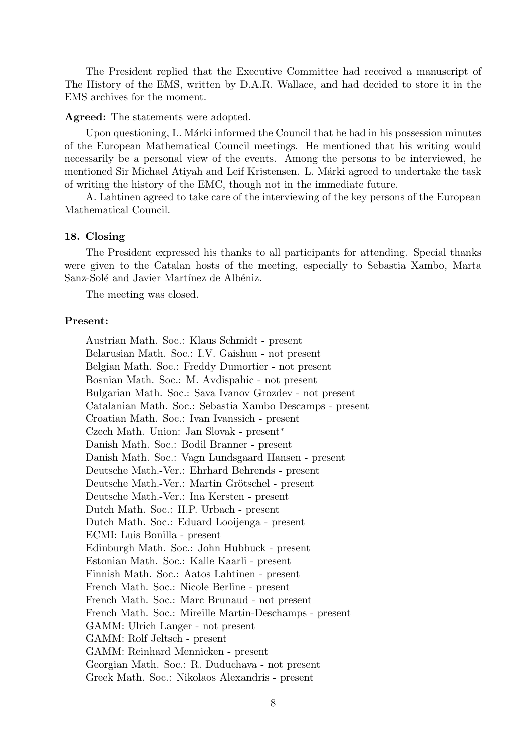The President replied that the Executive Committee had received a manuscript of The History of the EMS, written by D.A.R. Wallace, and had decided to store it in the EMS archives for the moment.

**Agreed:** The statements were adopted.

Upon questioning, L. Márki informed the Council that he had in his possession minutes of the European Mathematical Council meetings. He mentioned that his writing would necessarily be a personal view of the events. Among the persons to be interviewed, he mentioned Sir Michael Atiyah and Leif Kristensen. L. Márki agreed to undertake the task of writing the history of the EMC, though not in the immediate future.

A. Lahtinen agreed to take care of the interviewing of the key persons of the European Mathematical Council.

### 18. Closing

The President expressed his thanks to all participants for attending. Special thanks were given to the Catalan hosts of the meeting, especially to Sebastia Xambo, Marta Sanz-Solé and Javier Martínez de Albéniz.

The meeting was closed.

**Present:**

Austrian Math. Soc.: Klaus Schmidt - present
Belarusian Math. Soc.: I.V. Gaishun - not present
Belgian Math. Soc.: Freddy Dumortier - not present
Bosnian Math. Soc.: M. Avdispahic - not present
Bulgarian Math. Soc.: Sava Ivanov Grozdev - not present
Catalanian Math. Soc.: Sebastia Xambo Descamps - present
Croatian Math. Soc.: Ivan Ivanssich - present
Czech Math. Union: Jan Slovak - present*
Danish Math. Soc.: Bodil Branner - present
Danish Math. Soc.: Vagn Lundsgaard Hansen - present
Deutsche Math.-Ver.: Ehrhard Behrends - present
Deutsche Math.-Ver.: Martin Grötschel - present
Deutsche Math.-Ver.: Ina Kersten - present
Dutch Math. Soc.: H.P. Urbach - present
Dutch Math. Soc.: Eduard Looijenga - present
ECMI: Luis Bonilla - present
Edinburgh Math. Soc.: John Hubbuck - present
Estonian Math. Soc.: Kalle Kaarli - present
Finnish Math. Soc.: Aatos Lahtinen - present
French Math. Soc.: Nicole Berline - present
French Math. Soc.: Marc Brunaud - not present
French Math. Soc.: Mireille Martin-Deschamps - present
GAMM: Ulrich Langer - not present
GAMM: Rolf Jeltsch - present
GAMM: Reinhard Mennicken - present
Georgian Math. Soc.: R. Duduchava - not present
Greek Math. Soc.: Nikolaos Alexandris - present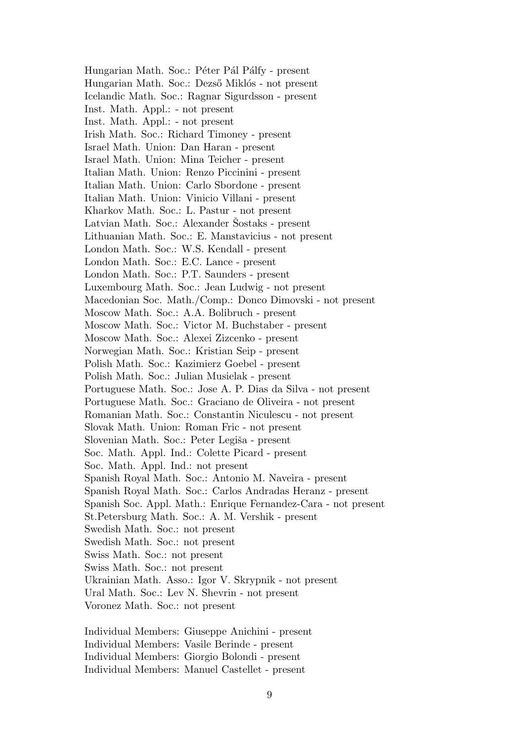Hungarian Math. Soc.: Péter Pál Pálfy - present
Hungarian Math. Soc.: Dezső Miklós - not present
Icelandic Math. Soc.: Ragnar Sigurdsson - present
Inst. Math. Appl.: - not present
Inst. Math. Appl.: - not present
Irish Math. Soc.: Richard Timoney - present
Israel Math. Union: Dan Haran - present
Israel Math. Union: Mina Teicher - present
Italian Math. Union: Renzo Piccinini - present
Italian Math. Union: Carlo Sbordone - present
Italian Math. Union: Vinicio Villani - present
Kharkov Math. Soc.: L. Pastur - not present
Latvian Math. Soc.: Alexander Šostaks - present
Lithuanian Math. Soc.: E. Manstavicius - not present
London Math. Soc.: W.S. Kendall - present
London Math. Soc.: E.C. Lance - present
London Math. Soc.: P.T. Saunders - present
Luxembourg Math. Soc.: Jean Ludwig - not present
Macedonian Soc. Math./Comp.: Donco Dimovski - not present
Moscow Math. Soc.: A.A. Bolibruch - present
Moscow Math. Soc.: Victor M. Buchstaber - present
Moscow Math. Soc.: Alexei Zizcenko - present
Norwegian Math. Soc.: Kristian Seip - present
Polish Math. Soc.: Kazimierz Goebel - present
Polish Math. Soc.: Julian Musielak - present
Portuguese Math. Soc.: Jose A. P. Dias da Silva - not present
Portuguese Math. Soc.: Graciano de Oliveira - not present
Romanian Math. Soc.: Constantin Niculescu - not present
Slovak Math. Union: Roman Fric - not present
Slovenian Math. Soc.: Peter Legiša - present
Soc. Math. Appl. Ind.: Colette Picard - present
Soc. Math. Appl. Ind.: not present
Spanish Royal Math. Soc.: Antonio M. Naveira - present
Spanish Royal Math. Soc.: Carlos Andradas Heranz - present
Spanish Soc. Appl. Math.: Enrique Fernandez-Cara - not present
St.Petersburg Math. Soc.: A. M. Vershik - present
Swedish Math. Soc.: not present
Swedish Math. Soc.: not present
Swiss Math. Soc.: not present
Swiss Math. Soc.: not present
Ukrainian Math. Asso.: Igor V. Skrypnik - not present
Ural Math. Soc.: Lev N. Shevrin - not present
Voronez Math. Soc.: not present

Individual Members: Giuseppe Anichini - present
Individual Members: Vasile Berinde - present
Individual Members: Giorgio Bolondi - present
Individual Members: Manuel Castellet - present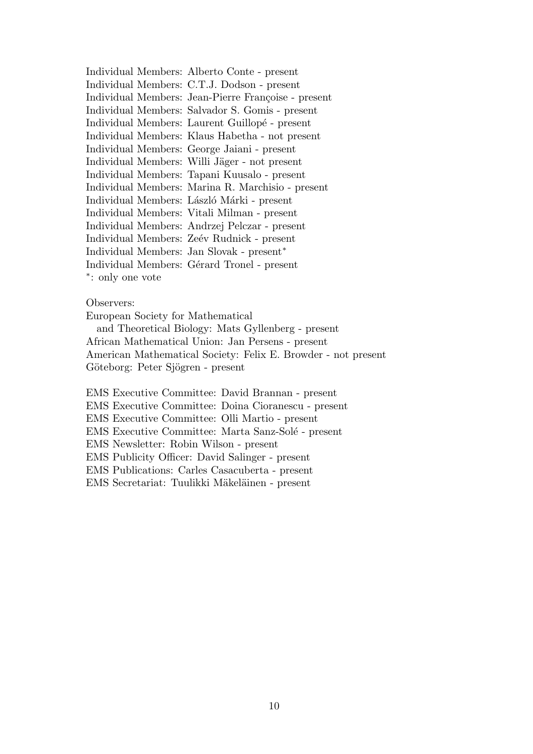Individual Members: Alberto Conte - present
Individual Members: C.T.J. Dodson - present
Individual Members: Jean-Pierre Françoise - present
Individual Members: Salvador S. Gomis - present
Individual Members: Laurent Guillopé - present
Individual Members: Klaus Habetha - not present
Individual Members: George Jaiani - present
Individual Members: Willi Jäger - not present
Individual Members: Tapani Kuusalo - present
Individual Members: Marina R. Marchisio - present
Individual Members: László Márki - present
Individual Members: Vitali Milman - present
Individual Members: Andrzej Pelczar - present
Individual Members: Zeév Rudnick - present
Individual Members: Jan Slovak - present*
Individual Members: Gérard Tronel - present
*: only one vote

Observers:
European Society for Mathematical
and Theoretical Biology: Mats Gyllenberg - present
African Mathematical Union: Jan Persens - present
American Mathematical Society: Felix E. Browder - not present
Göteborg: Peter Sjögren - present

EMS Executive Committee: David Brannan - present
EMS Executive Committee: Doina Cioranescu - present
EMS Executive Committee: Olli Martio - present
EMS Executive Committee: Marta Sanz-Solé - present
EMS Newsletter: Robin Wilson - present
EMS Publicity Officer: David Salinger - present
EMS Publications: Carles Casacuberta - present
EMS Secretariat: Tuulikki Mäkeläinen - present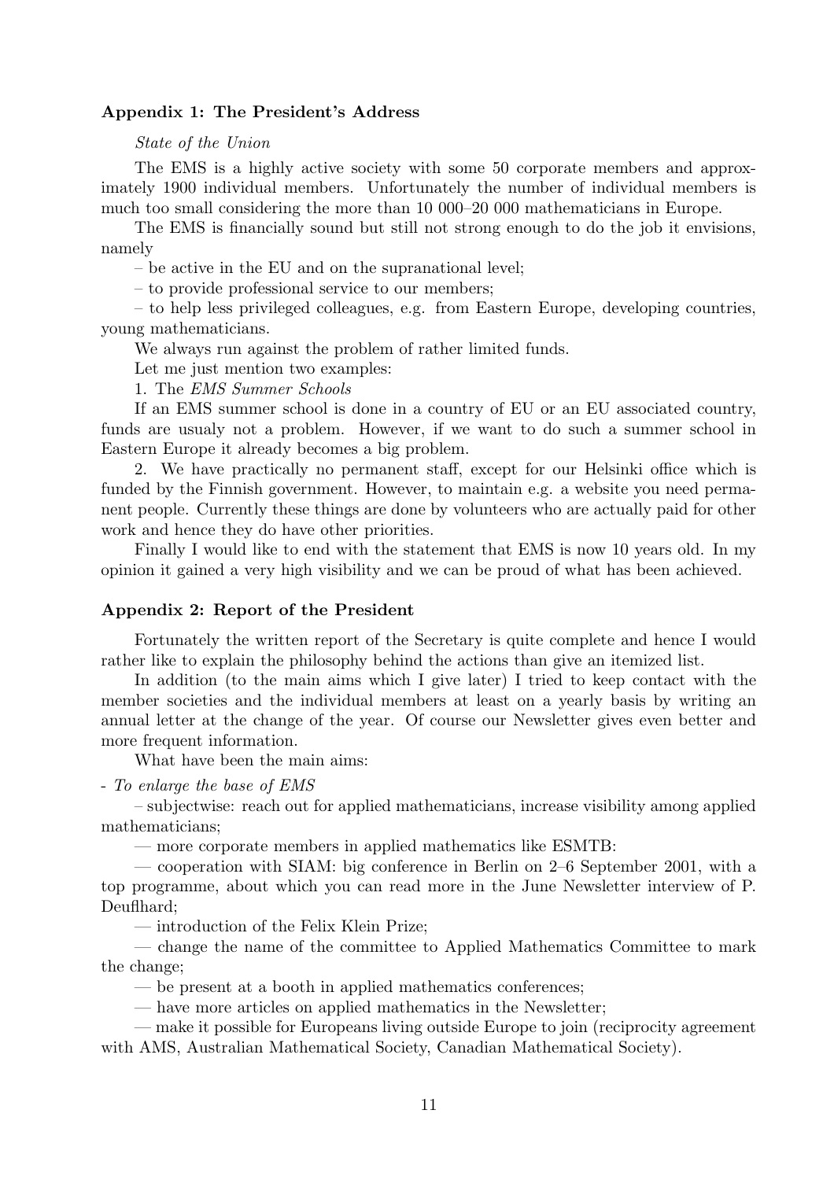### Appendix 1: The President's Address

*State of the Union*

The EMS is a highly active society with some 50 corporate members and approximately 1900 individual members. Unfortunately the number of individual members is much too small considering the more than 10 000–20 000 mathematicians in Europe.

The EMS is financially sound but still not strong enough to do the job it envisions, namely

– be active in the EU and on the supranational level;

– to provide professional service to our members;

– to help less privileged colleagues, e.g. from Eastern Europe, developing countries, young mathematicians.

We always run against the problem of rather limited funds.

Let me just mention two examples:

1. The *EMS Summer Schools*

If an EMS summer school is done in a country of EU or an EU associated country, funds are usualy not a problem. However, if we want to do such a summer school in Eastern Europe it already becomes a big problem.

2. We have practically no permanent staff, except for our Helsinki office which is funded by the Finnish government. However, to maintain e.g. a website you need permanent people. Currently these things are done by volunteers who are actually paid for other work and hence they do have other priorities.

Finally I would like to end with the statement that EMS is now 10 years old. In my opinion it gained a very high visibility and we can be proud of what has been achieved.

### Appendix 2: Report of the President

Fortunately the written report of the Secretary is quite complete and hence I would rather like to explain the philosophy behind the actions than give an itemized list.

In addition (to the main aims which I give later) I tried to keep contact with the member societies and the individual members at least on a yearly basis by writing an annual letter at the change of the year. Of course our Newsletter gives even better and more frequent information.

What have been the main aims:

- *To enlarge the base of EMS*

– subjectwise: reach out for applied mathematicians, increase visibility among applied mathematicians;

— more corporate members in applied mathematics like ESMTB:

— cooperation with SIAM: big conference in Berlin on 2–6 September 2001, with a top programme, about which you can read more in the June Newsletter interview of P. Deuflhard;

— introduction of the Felix Klein Prize;

— change the name of the committee to Applied Mathematics Committee to mark the change;

— be present at a booth in applied mathematics conferences;

— have more articles on applied mathematics in the Newsletter;

— make it possible for Europeans living outside Europe to join (reciprocity agreement with AMS, Australian Mathematical Society, Canadian Mathematical Society).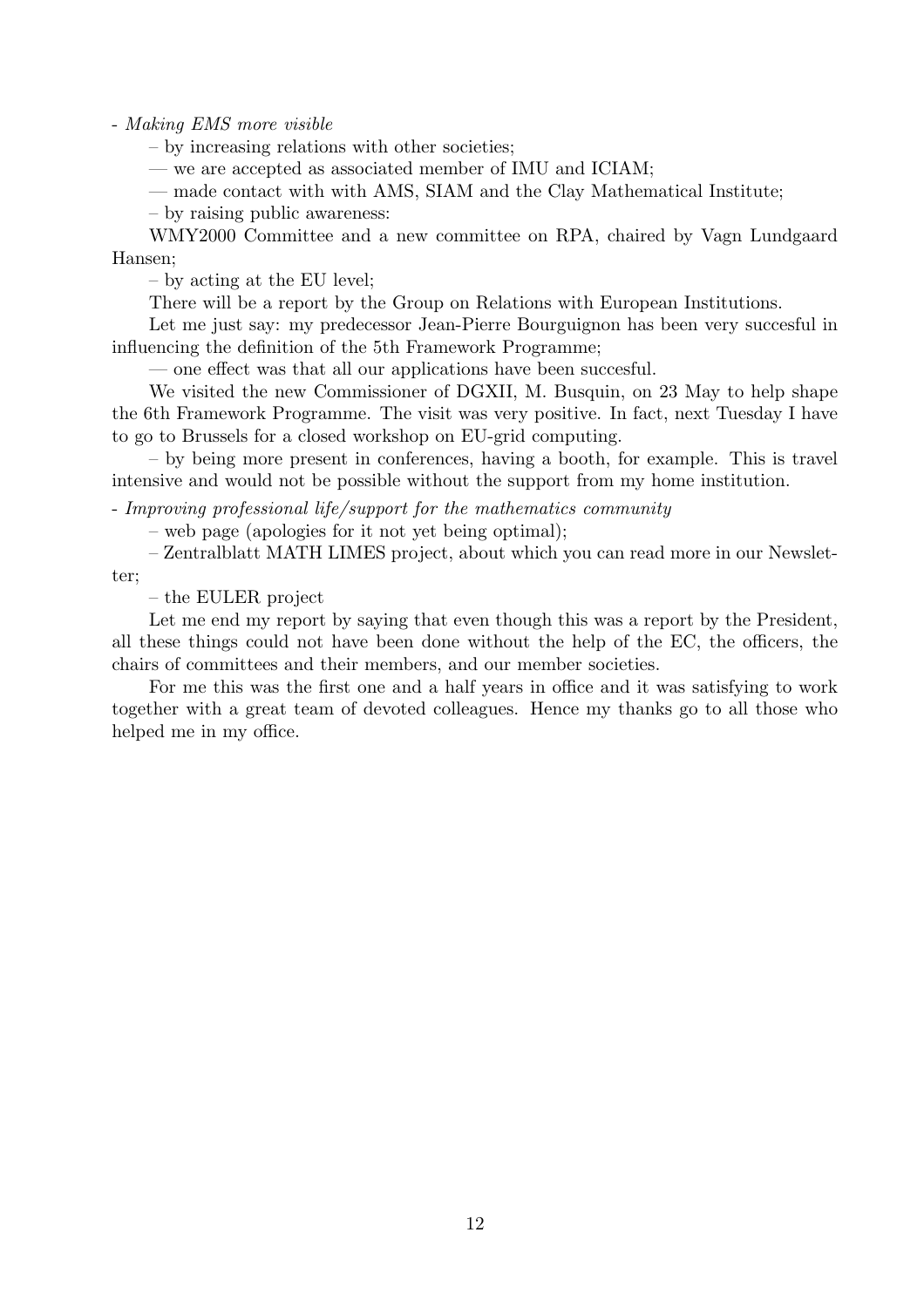- *Making EMS more visible*

– by increasing relations with other societies;

— we are accepted as associated member of IMU and ICIAM;

— made contact with with AMS, SIAM and the Clay Mathematical Institute;

– by raising public awareness:

WMY2000 Committee and a new committee on RPA, chaired by Vagn Lundgaard Hansen;

– by acting at the EU level;

There will be a report by the Group on Relations with European Institutions.

Let me just say: my predecessor Jean-Pierre Bourguignon has been very succesful in influencing the definition of the 5th Framework Programme;

— one effect was that all our applications have been succesful.

We visited the new Commissioner of DGXII, M. Busquin, on 23 May to help shape the 6th Framework Programme. The visit was very positive. In fact, next Tuesday I have to go to Brussels for a closed workshop on EU-grid computing.

– by being more present in conferences, having a booth, for example. This is travel intensive and would not be possible without the support from my home institution.

- *Improving professional life/support for the mathematics community*

– web page (apologies for it not yet being optimal);

– Zentralblatt MATH LIMES project, about which you can read more in our Newsletter;

– the EULER project

Let me end my report by saying that even though this was a report by the President, all these things could not have been done without the help of the EC, the officers, the chairs of committees and their members, and our member societies.

For me this was the first one and a half years in office and it was satisfying to work together with a great team of devoted colleagues. Hence my thanks go to all those who helped me in my office.